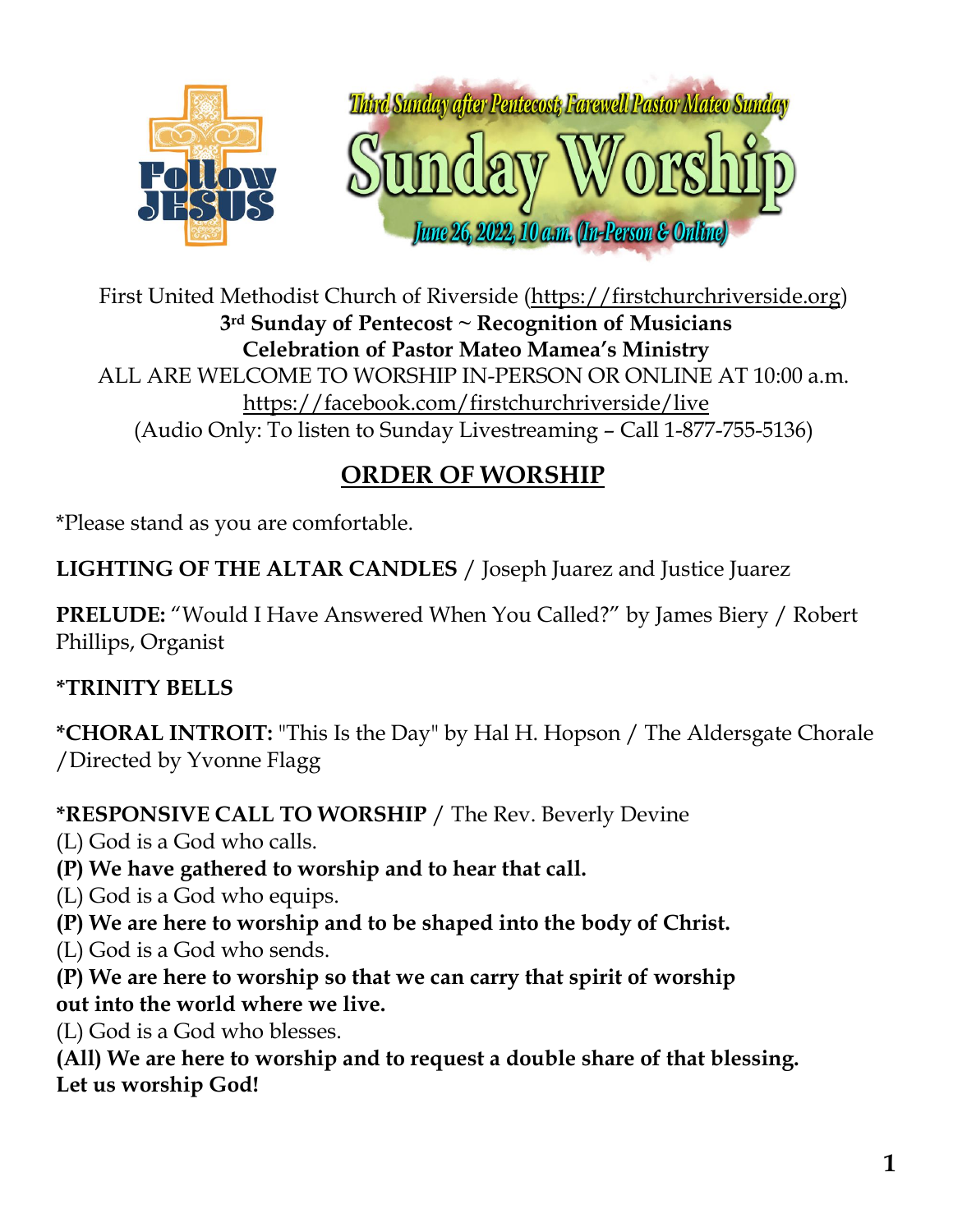Third Sunday after Pentecost; Farewell Pastor Mateo Sunday

# Sunday Worship

June 26, 2022, 10 a.m. (In-Person & Online)

Follow JESUS

First United Methodist Church of Riverside (https://firstchurchriverside.org)

**3rd Sunday of Pentecost ~ Recognition of Musicians**

**Celebration of Pastor Mateo Mamea's Ministry**

ALL ARE WELCOME TO WORSHIP IN-PERSON OR ONLINE AT 10:00 a.m.

https://facebook.com/firstchurchriverside/live

(Audio Only: To listen to Sunday Livestreaming – Call 1-877-755-5136)

## ORDER OF WORSHIP

*Please stand as you are comfortable.

**LIGHTING OF THE ALTAR CANDLES** / Joseph Juarez and Justice Juarez

**PRELUDE:** "Would I Have Answered When You Called?" by James Biery / Robert Phillips, Organist

**\*TRINITY BELLS**

**\*CHORAL INTROIT:** "This Is the Day" by Hal H. Hopson / The Aldersgate Chorale /Directed by Yvonne Flagg

**\*RESPONSIVE CALL TO WORSHIP** / The Rev. Beverly Devine

(L) God is a God who calls.

**(P) We have gathered to worship and to hear that call.**

(L) God is a God who equips.

**(P) We are here to worship and to be shaped into the body of Christ.**

(L) God is a God who sends.

**(P) We are here to worship so that we can carry that spirit of worship out into the world where we live.**

(L) God is a God who blesses.

**(All) We are here to worship and to request a double share of that blessing. Let us worship God!**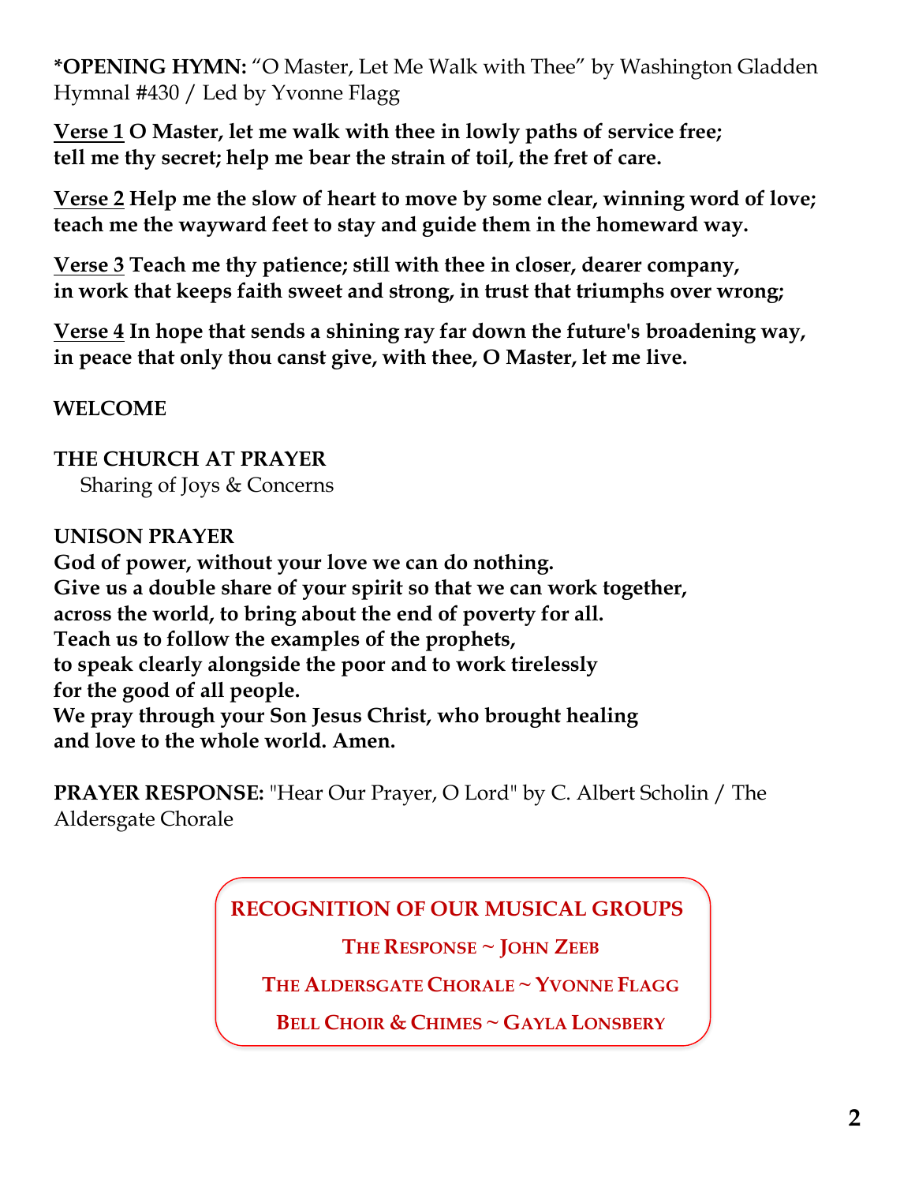**\*OPENING HYMN:** "O Master, Let Me Walk with Thee" by Washington Gladden
Hymnal #430 / Led by Yvonne Flagg

**<u>Verse 1</u> O Master, let me walk with thee in lowly paths of service free;
tell me thy secret; help me bear the strain of toil, the fret of care.**

**<u>Verse 2</u> Help me the slow of heart to move by some clear, winning word of love;
teach me the wayward feet to stay and guide them in the homeward way.**

**<u>Verse 3</u> Teach me thy patience; still with thee in closer, dearer company,
in work that keeps faith sweet and strong, in trust that triumphs over wrong;**

**<u>Verse 4</u> In hope that sends a shining ray far down the future's broadening way,
in peace that only thou canst give, with thee, O Master, let me live.**

**WELCOME**

**THE CHURCH AT PRAYER**
Sharing of Joys & Concerns

**UNISON PRAYER**
**God of power, without your love we can do nothing.
Give us a double share of your spirit so that we can work together,
across the world, to bring about the end of poverty for all.
Teach us to follow the examples of the prophets,
to speak clearly alongside the poor and to work tirelessly
for the good of all people.
We pray through your Son Jesus Christ, who brought healing
and love to the whole world. Amen.**

**PRAYER RESPONSE:** "Hear Our Prayer, O Lord" by C. Albert Scholin / The Aldersgate Chorale

**RECOGNITION OF OUR MUSICAL GROUPS**

**THE RESPONSE ~ JOHN ZEEB**

**THE ALDERSGATE CHORALE ~ YVONNE FLAGG**

**BELL CHOIR & CHIMES ~ GAYLA LONSBERY**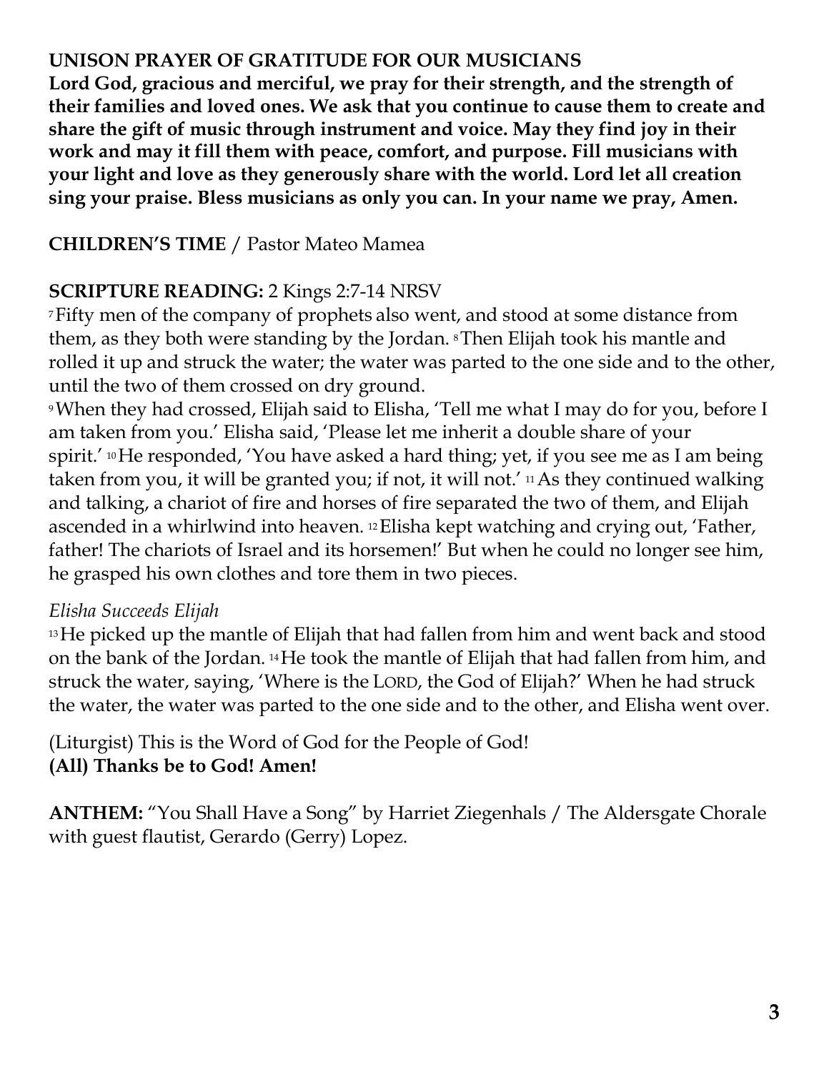**UNISON PRAYER OF GRATITUDE FOR OUR MUSICIANS**
**Lord God, gracious and merciful, we pray for their strength, and the strength of their families and loved ones. We ask that you continue to cause them to create and share the gift of music through instrument and voice. May they find joy in their work and may it fill them with peace, comfort, and purpose. Fill musicians with your light and love as they generously share with the world. Lord let all creation sing your praise. Bless musicians as only you can. In your name we pray, Amen.**

**CHILDREN'S TIME** / Pastor Mateo Mamea

**SCRIPTURE READING:** 2 Kings 2:7-14 NRSV

[7] Fifty men of the company of prophets also went, and stood at some distance from them, as they both were standing by the Jordan. [8] Then Elijah took his mantle and rolled it up and struck the water; the water was parted to the one side and to the other, until the two of them crossed on dry ground.

[9] When they had crossed, Elijah said to Elisha, 'Tell me what I may do for you, before I am taken from you.' Elisha said, 'Please let me inherit a double share of your spirit.' [10] He responded, 'You have asked a hard thing; yet, if you see me as I am being taken from you, it will be granted you; if not, it will not.' [11] As they continued walking and talking, a chariot of fire and horses of fire separated the two of them, and Elijah ascended in a whirlwind into heaven. [12] Elisha kept watching and crying out, 'Father, father! The chariots of Israel and its horsemen!' But when he could no longer see him, he grasped his own clothes and tore them in two pieces.

*Elisha Succeeds Elijah*

[13] He picked up the mantle of Elijah that had fallen from him and went back and stood on the bank of the Jordan. [14] He took the mantle of Elijah that had fallen from him, and struck the water, saying, 'Where is the LORD, the God of Elijah?' When he had struck the water, the water was parted to the one side and to the other, and Elisha went over.

(Liturgist) This is the Word of God for the People of God!
**(All) Thanks be to God! Amen!**

**ANTHEM:** "You Shall Have a Song" by Harriet Ziegenhals / The Aldersgate Chorale with guest flautist, Gerardo (Gerry) Lopez.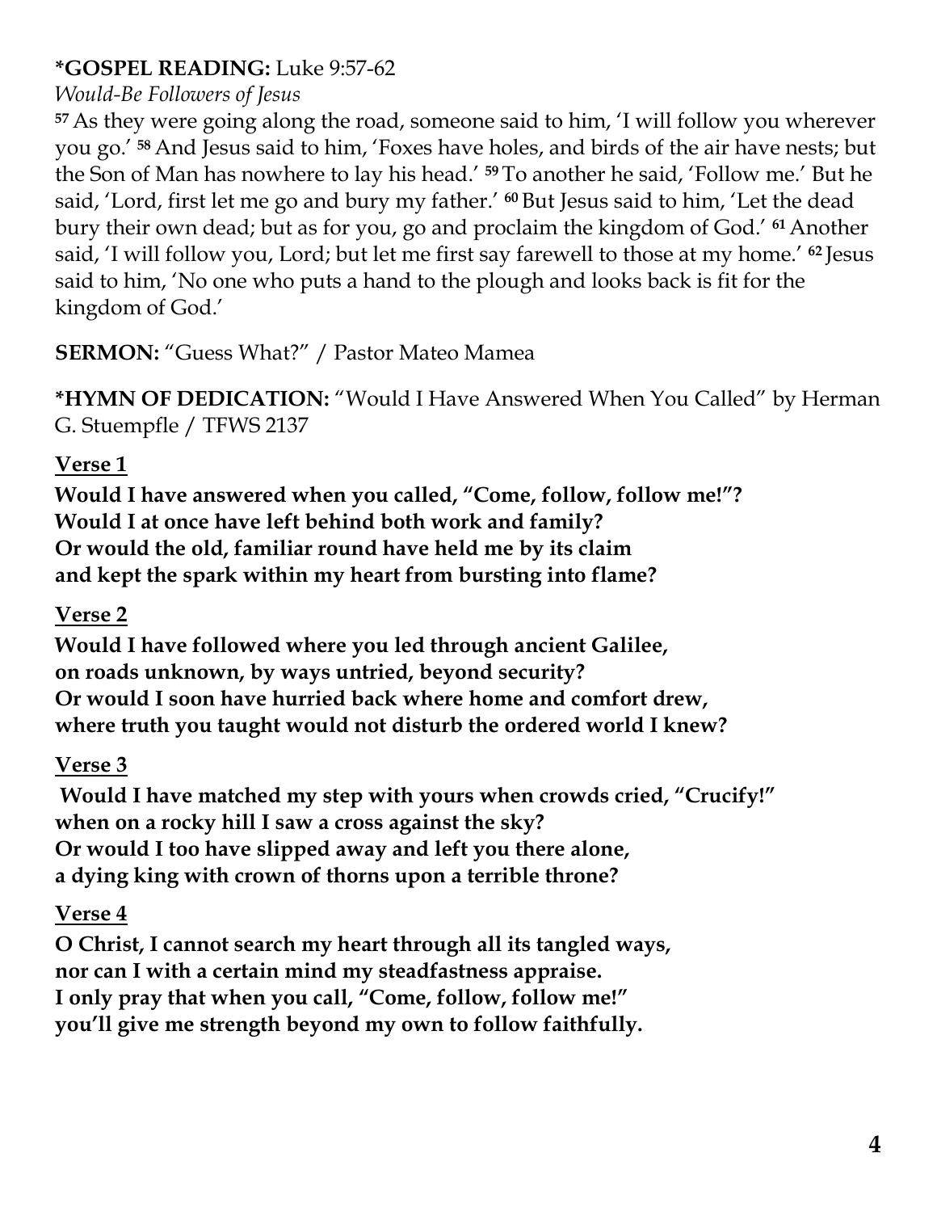**\*GOSPEL READING:** Luke 9:57-62

*Would-Be Followers of Jesus*

[57] As they were going along the road, someone said to him, 'I will follow you wherever you go.' [58] And Jesus said to him, 'Foxes have holes, and birds of the air have nests; but the Son of Man has nowhere to lay his head.' [59] To another he said, 'Follow me.' But he said, 'Lord, first let me go and bury my father.' [60] But Jesus said to him, 'Let the dead bury their own dead; but as for you, go and proclaim the kingdom of God.' [61] Another said, 'I will follow you, Lord; but let me first say farewell to those at my home.' [62] Jesus said to him, 'No one who puts a hand to the plough and looks back is fit for the kingdom of God.'

**SERMON:** "Guess What?" / Pastor Mateo Mamea

**\*HYMN OF DEDICATION:** "Would I Have Answered When You Called" by Herman G. Stuempfle / TFWS 2137

**Verse 1**

**Would I have answered when you called, "Come, follow, follow me!"?**
**Would I at once have left behind both work and family?**
**Or would the old, familiar round have held me by its claim**
**and kept the spark within my heart from bursting into flame?**

**Verse 2**

**Would I have followed where you led through ancient Galilee,**
**on roads unknown, by ways untried, beyond security?**
**Or would I soon have hurried back where home and comfort drew,**
**where truth you taught would not disturb the ordered world I knew?**

**Verse 3**

**Would I have matched my step with yours when crowds cried, "Crucify!"**
**when on a rocky hill I saw a cross against the sky?**
**Or would I too have slipped away and left you there alone,**
**a dying king with crown of thorns upon a terrible throne?**

**Verse 4**

**O Christ, I cannot search my heart through all its tangled ways,**
**nor can I with a certain mind my steadfastness appraise.**
**I only pray that when you call, "Come, follow, follow me!"**
**you'll give me strength beyond my own to follow faithfully.**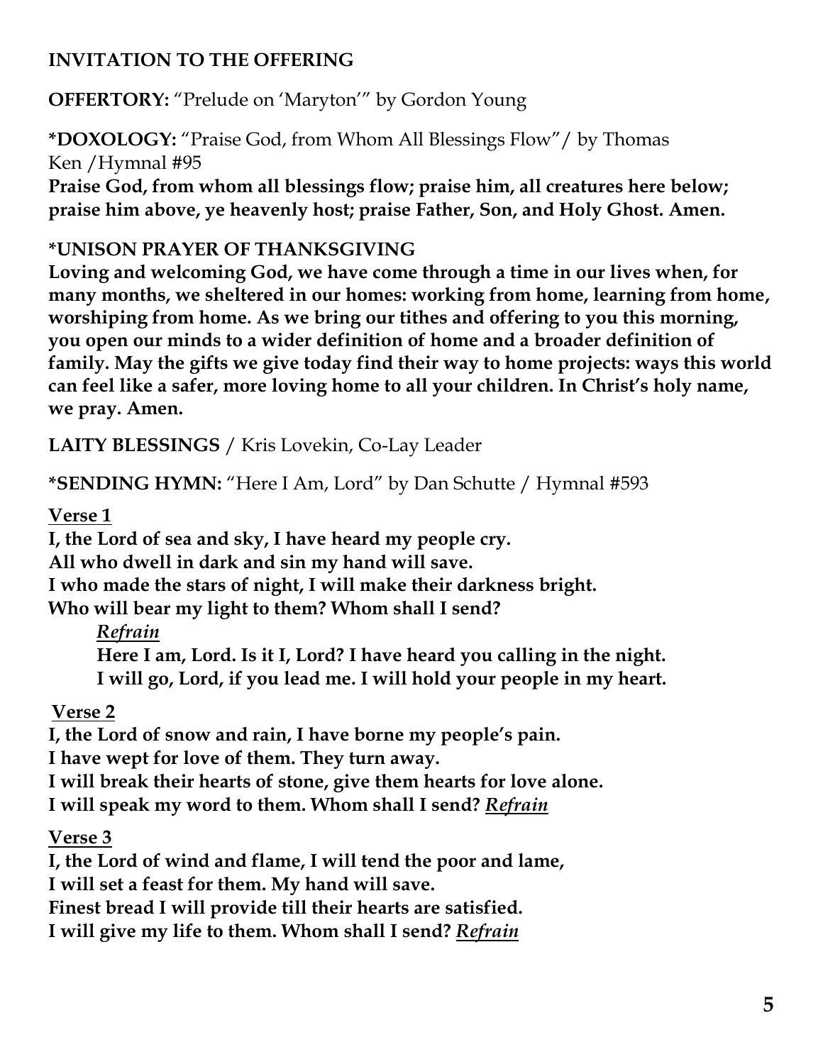**INVITATION TO THE OFFERING**

**OFFERTORY:** "Prelude on 'Maryton'" by Gordon Young

***DOXOLOGY:** "Praise God, from Whom All Blessings Flow"/ by Thomas Ken /Hymnal #95

**Praise God, from whom all blessings flow; praise him, all creatures here below; praise him above, ye heavenly host; praise Father, Son, and Holy Ghost. Amen.**

***UNISON PRAYER OF THANKSGIVING**

**Loving and welcoming God, we have come through a time in our lives when, for many months, we sheltered in our homes: working from home, learning from home, worshiping from home. As we bring our tithes and offering to you this morning, you open our minds to a wider definition of home and a broader definition of family. May the gifts we give today find their way to home projects: ways this world can feel like a safer, more loving home to all your children. In Christ's holy name, we pray. Amen.**

**LAITY BLESSINGS** / Kris Lovekin, Co-Lay Leader

***SENDING HYMN:** "Here I Am, Lord" by Dan Schutte / Hymnal #593

**Verse 1**

**I, the Lord of sea and sky, I have heard my people cry.**
**All who dwell in dark and sin my hand will save.**
**I who made the stars of night, I will make their darkness bright.**
**Who will bear my light to them? Whom shall I send?**

> ***Refrain***
>
> **Here I am, Lord. Is it I, Lord? I have heard you calling in the night.**
> **I will go, Lord, if you lead me. I will hold your people in my heart.**

**Verse 2**

**I, the Lord of snow and rain, I have borne my people's pain.**
**I have wept for love of them. They turn away.**
**I will break their hearts of stone, give them hearts for love alone.**
**I will speak my word to them. Whom shall I send? *Refrain***

**Verse 3**

**I, the Lord of wind and flame, I will tend the poor and lame,**
**I will set a feast for them. My hand will save.**
**Finest bread I will provide till their hearts are satisfied.**
**I will give my life to them. Whom shall I send? *Refrain***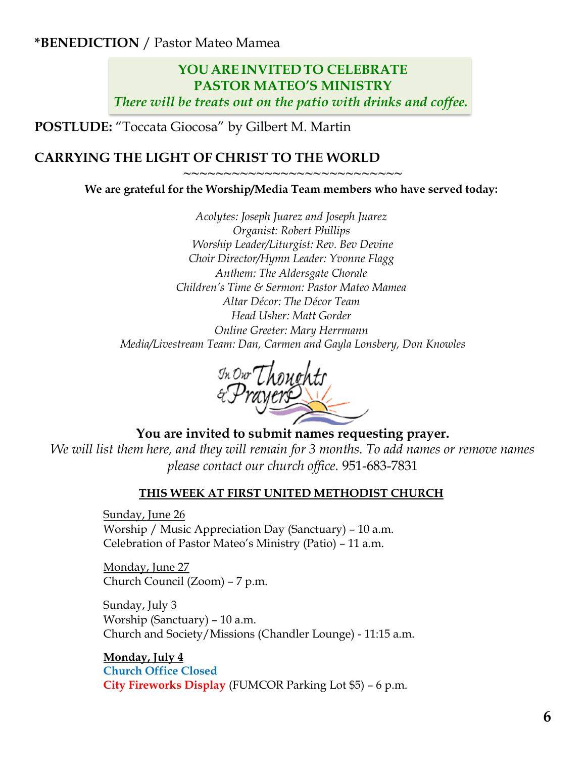**\*BENEDICTION** / Pastor Mateo Mamea

**YOU ARE INVITED TO CELEBRATE**
**PASTOR MATEO'S MINISTRY**
*There will be treats out on the patio with drinks and coffee.*

**POSTLUDE:** "Toccata Giocosa" by Gilbert M. Martin

**CARRYING THE LIGHT OF CHRIST TO THE WORLD**

~~~~~~~~~~~~~~~~~~~~~~~~~~~~

**We are grateful for the Worship/Media Team members who have served today:**

*Acolytes: Joseph Juarez and Joseph Juarez*
*Organist: Robert Phillips*
*Worship Leader/Liturgist: Rev. Bev Devine*
*Choir Director/Hymn Leader: Yvonne Flagg*
*Anthem: The Aldersgate Chorale*
*Children's Time & Sermon: Pastor Mateo Mamea*
*Altar Décor: The Décor Team*
*Head Usher: Matt Gorder*
*Online Greeter: Mary Herrmann*
*Media/Livestream Team: Dan, Carmen and Gayla Lonsbery, Don Knowles*

In Our Thoughts & Prayers

**You are invited to submit names requesting prayer.**
*We will list them here, and they will remain for 3 months. To add names or remove names please contact our church office.* 951-683-7831

**THIS WEEK AT FIRST UNITED METHODIST CHURCH**

Sunday, June 26
Worship / Music Appreciation Day (Sanctuary) – 10 a.m.
Celebration of Pastor Mateo's Ministry (Patio) – 11 a.m.

Monday, June 27
Church Council (Zoom) – 7 p.m.

Sunday, July 3
Worship (Sanctuary) – 10 a.m.
Church and Society/Missions (Chandler Lounge) - 11:15 a.m.

**Monday, July 4**
**Church Office Closed**
**City Fireworks Display** (FUMCOR Parking Lot $5) – 6 p.m.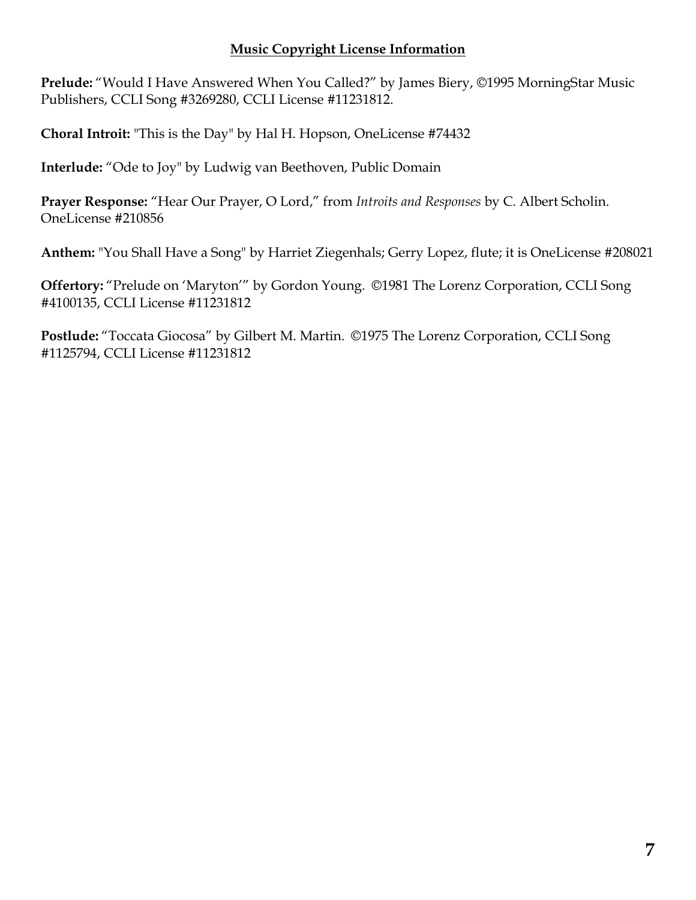**Music Copyright License Information**

**Prelude:** "Would I Have Answered When You Called?" by James Biery, ©1995 MorningStar Music Publishers, CCLI Song #3269280, CCLI License #11231812.

**Choral Introit:** "This is the Day" by Hal H. Hopson, OneLicense #74432

**Interlude:** "Ode to Joy" by Ludwig van Beethoven, Public Domain

**Prayer Response:** "Hear Our Prayer, O Lord," from *Introits and Responses* by C. Albert Scholin. OneLicense #210856

**Anthem:** "You Shall Have a Song" by Harriet Ziegenhals; Gerry Lopez, flute; it is OneLicense #208021

**Offertory:** "Prelude on 'Maryton'" by Gordon Young. ©1981 The Lorenz Corporation, CCLI Song #4100135, CCLI License #11231812

**Postlude:** "Toccata Giocosa" by Gilbert M. Martin. ©1975 The Lorenz Corporation, CCLI Song #1125794, CCLI License #11231812